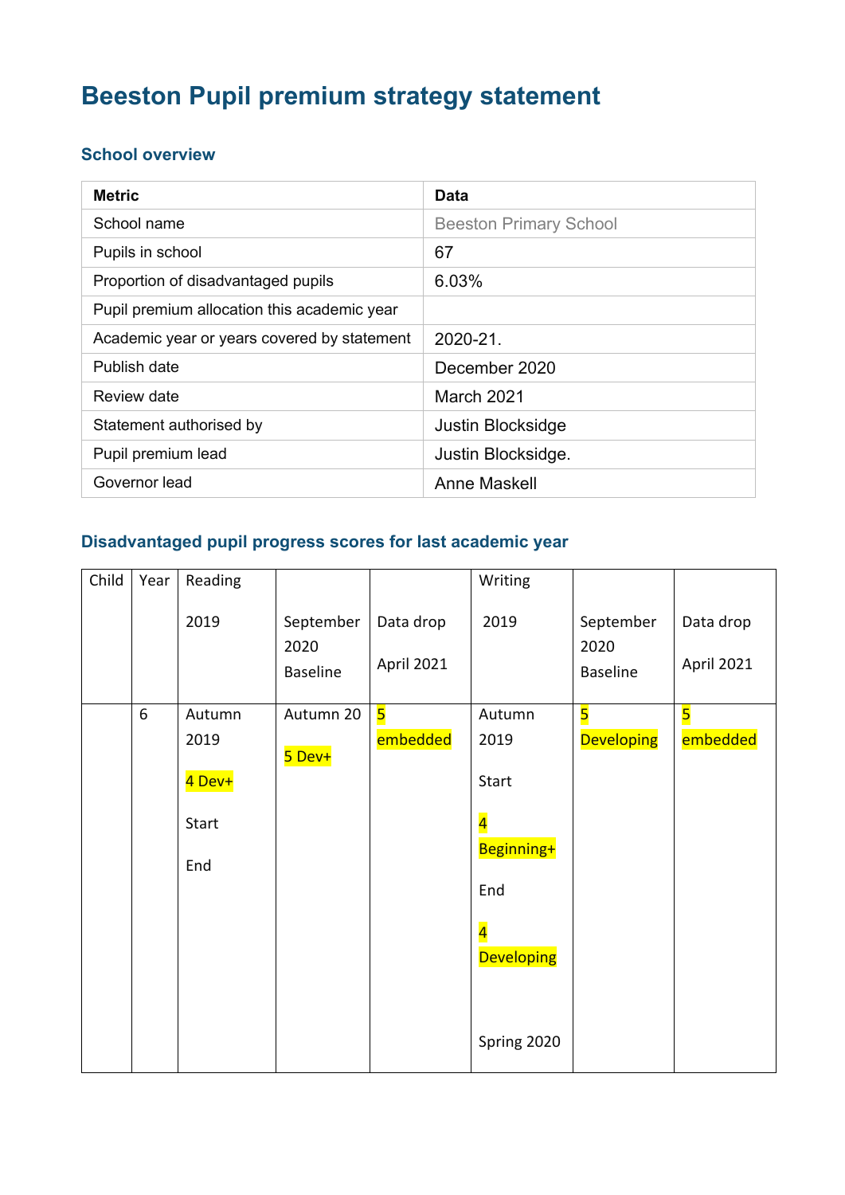# Beeston Pupil premium strategy statement

## School overview

| Metric | Data |
|---|---|
| School name | Beeston Primary School |
| Pupils in school | 67 |
| Proportion of disadvantaged pupils | 6.03% |
| Pupil premium allocation this academic year | |
| Academic year or years covered by statement | 2020-21. |
| Publish date | December 2020 |
| Review date | March 2021 |
| Statement authorised by | Justin Blocksidge |
| Pupil premium lead | Justin Blocksidge. |
| Governor lead | Anne Maskell |

## Disadvantaged pupil progress scores for last academic year

| Child | Year | Reading<br><br>2019 | September 2020 Baseline | Data drop<br><br>April 2021 | Writing<br><br>2019 | September 2020 Baseline | Data drop<br><br>April 2021 |
|---|---|---|---|---|---|---|---|
| | 6 | Autumn 2019<br><br>4 Dev+<br><br>Start<br><br>End | Autumn 20<br><br>5 Dev+ | 5 embedded | Autumn 2019<br><br>Start<br><br>4 Beginning+<br><br>End<br><br>4 Developing<br><br>Spring 2020 | 5 Developing | 5 embedded |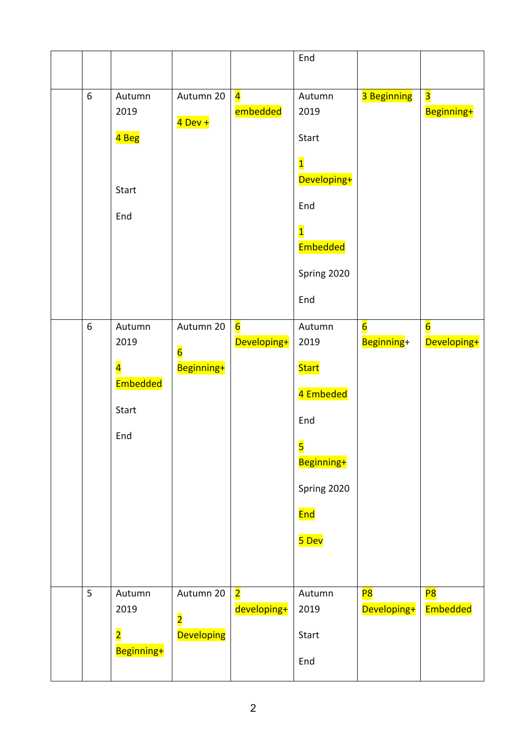|   |   |   |   |   | End |   |   |
|---|---|---|---|---|---|---|---|
|   | 6 | Autumn 2019<br><br>4 Beg<br><br>Start<br><br>End | Autumn 20<br><br>4 Dev + | 4 embedded | Autumn 2019<br><br>Start<br><br>1 Developing+<br><br>End<br><br>1 Embedded<br><br>Spring 2020<br><br>End | 3 Beginning | 3 Beginning+ |
|   | 6 | Autumn 2019<br><br>4 Embedded<br><br>Start<br><br>End | Autumn 20<br><br>6 Beginning+ | 6 Developing+ | Autumn 2019<br><br>Start<br><br>4 Embeded<br><br>End<br><br>5 Beginning+<br><br>Spring 2020<br><br>End<br><br>5 Dev | 6 Beginning+ | 6 Developing+ |
|   | 5 | Autumn 2019<br><br>2 Beginning+ | Autumn 20<br><br>2 Developing | 2 developing+ | Autumn 2019<br><br>Start<br><br>End | P8 Developing+ | P8 Embedded |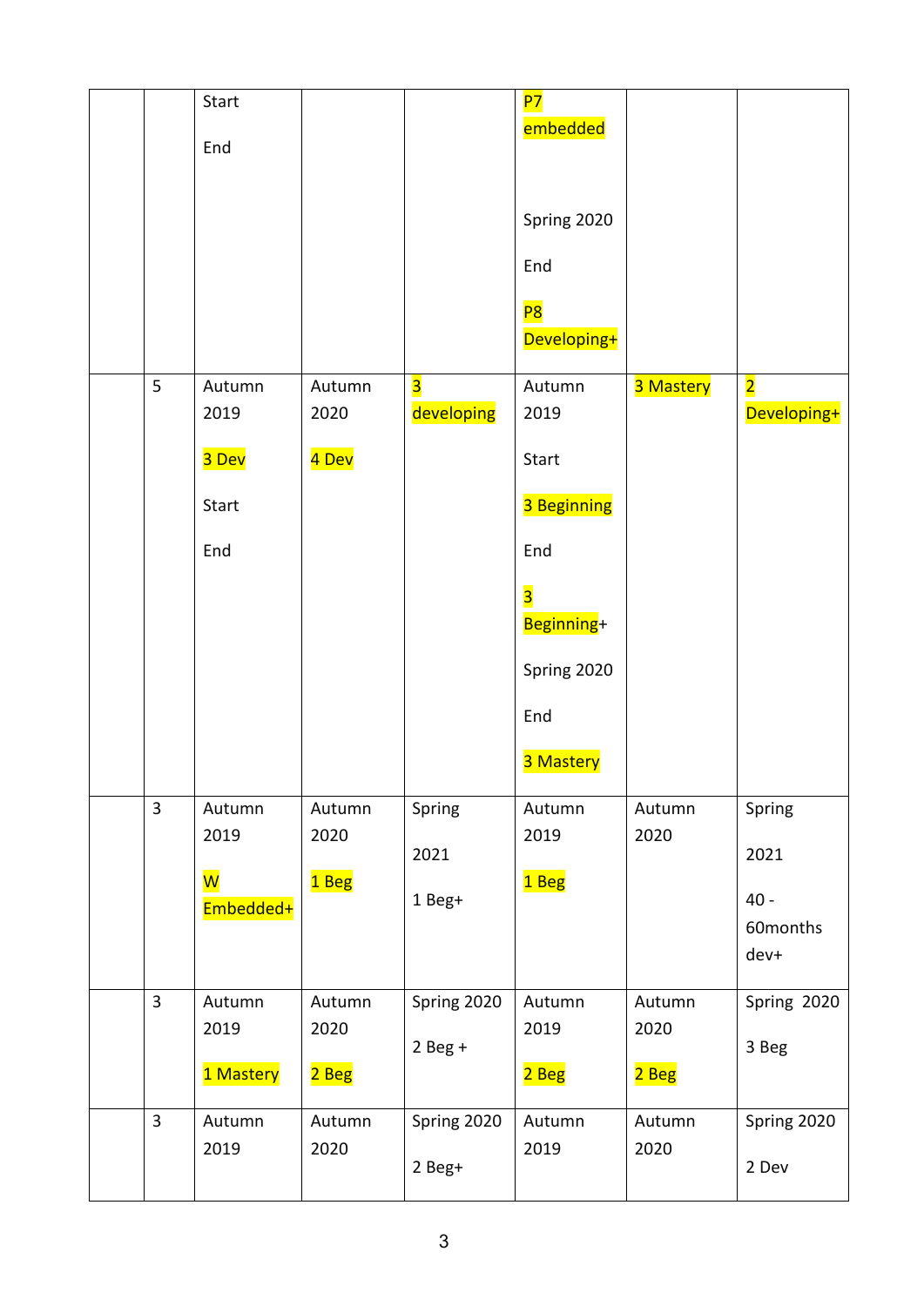| | | | | | | | |
|---|---|---|---|---|---|---|---|
| | | Start<br><br>End | | | P7<br>embedded<br><br><br>Spring 2020<br><br>End<br><br>P8<br>Developing+ | | |
| | 5 | Autumn 2019<br><br>3 Dev<br><br>Start<br><br>End | Autumn 2020<br><br>4 Dev | 3 developing | Autumn 2019<br><br>Start<br><br>3 Beginning<br><br>End<br><br>3 Beginning+<br><br>Spring 2020<br><br>End<br><br>3 Mastery | 3 Mastery | 2 Developing+ |
| | 3 | Autumn 2019<br><br>W Embedded+ | Autumn 2020<br><br>1 Beg | Spring<br><br>2021<br><br>1 Beg+ | Autumn 2019<br><br>1 Beg | Autumn 2020 | Spring<br><br>2021<br><br>40 - 60months dev+ |
| | 3 | Autumn 2019<br><br>1 Mastery | Autumn 2020<br><br>2 Beg | Spring 2020<br><br>2 Beg + | Autumn 2019<br><br>2 Beg | Autumn 2020<br><br>2 Beg | Spring 2020<br><br>3 Beg |
| | 3 | Autumn 2019 | Autumn 2020 | Spring 2020<br><br>2 Beg+ | Autumn 2019 | Autumn 2020 | Spring 2020<br><br>2 Dev |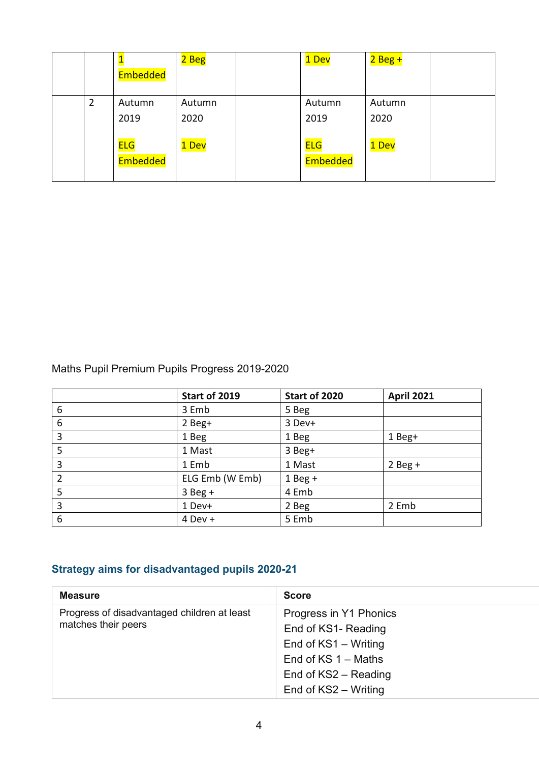| | | | | | | | |
|---|---|---|---|---|---|---|---|
| | | 1 Embedded | 2 Beg | | 1 Dev | 2 Beg + | |
| | 2 | Autumn 2019<br><br>ELG Embedded | Autumn 2020<br><br>1 Dev | | Autumn 2019<br><br>ELG Embedded | Autumn 2020<br><br>1 Dev | |

Maths Pupil Premium Pupils Progress 2019-2020

| | Start of 2019 | Start of 2020 | April 2021 |
|---|---|---|---|
| 6 | 3 Emb | 5 Beg | |
| 6 | 2 Beg+ | 3 Dev+ | |
| 3 | 1 Beg | 1 Beg | 1 Beg+ |
| 5 | 1 Mast | 3 Beg+ | |
| 3 | 1 Emb | 1 Mast | 2 Beg + |
| 2 | ELG Emb (W Emb) | 1 Beg + | |
| 5 | 3 Beg + | 4 Emb | |
| 3 | 1 Dev+ | 2 Beg | 2 Emb |
| 6 | 4 Dev + | 5 Emb | |

## Strategy aims for disadvantaged pupils 2020-21

| Measure | Score |
|---|---|
| Progress of disadvantaged children at least matches their peers | Progress in Y1 Phonics<br>End of KS1- Reading<br>End of KS1 – Writing<br>End of KS 1 – Maths<br>End of KS2 – Reading<br>End of KS2 – Writing |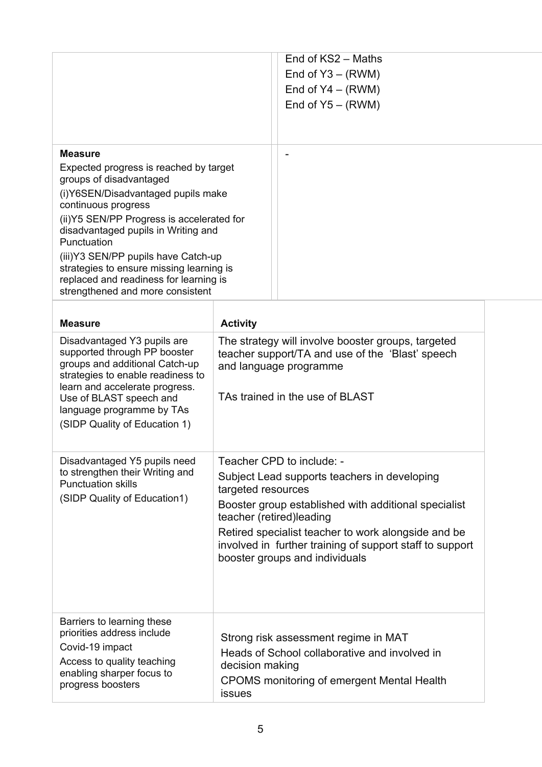| | |
|---|---|
| | End of KS2 – Maths<br>End of Y3 – (RWM)<br>End of Y4 – (RWM)<br>End of Y5 – (RWM) |
| **Measure**<br>Expected progress is reached by target groups of disadvantaged<br>(i)Y6SEN/Disadvantaged pupils make continuous progress<br>(ii)Y5 SEN/PP Progress is accelerated for disadvantaged pupils in Writing and Punctuation<br>(iii)Y3 SEN/PP pupils have Catch-up strategies to ensure missing learning is replaced and readiness for learning is strengthened and more consistent | - |

| Measure | Activity |
|---|---|
| Disadvantaged Y3 pupils are supported through PP booster groups and additional Catch-up strategies to enable readiness to learn and accelerate progress. Use of BLAST speech and language programme by TAs<br>(SIDP Quality of Education 1) | The strategy will involve booster groups, targeted teacher support/TA and use of the 'Blast' speech and language programme<br><br>TAs trained in the use of BLAST |
| Disadvantaged Y5 pupils need to strengthen their Writing and Punctuation skills<br>(SIDP Quality of Education1) | Teacher CPD to include: -<br>Subject Lead supports teachers in developing targeted resources<br>Booster group established with additional specialist teacher (retired)leading<br>Retired specialist teacher to work alongside and be involved in further training of support staff to support booster groups and individuals |
| Barriers to learning these priorities address include<br>Covid-19 impact<br>Access to quality teaching enabling sharper focus to progress boosters | Strong risk assessment regime in MAT<br>Heads of School collaborative and involved in decision making<br>CPOMS monitoring of emergent Mental Health issues |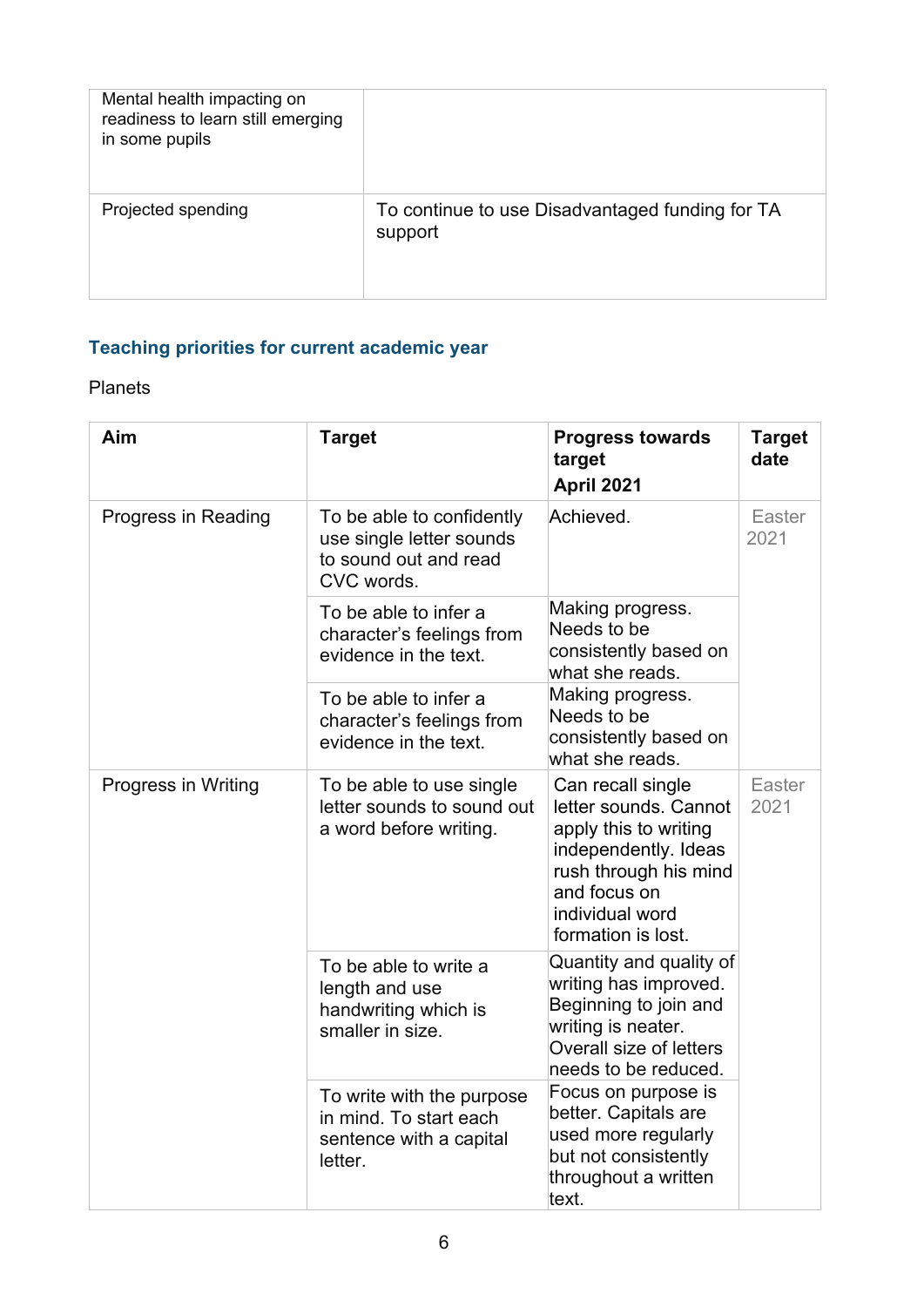| Mental health impacting on readiness to learn still emerging in some pupils | |
| --- | --- |
| Projected spending | To continue to use Disadvantaged funding for TA support |

### Teaching priorities for current academic year

Planets

| Aim | Target | Progress towards target<br>April 2021 | Target date |
| --- | --- | --- | --- |
| Progress in Reading | To be able to confidently use single letter sounds to sound out and read CVC words. | Achieved. | Easter 2021 |
| | To be able to infer a character's feelings from evidence in the text. | Making progress. Needs to be consistently based on what she reads. | |
| | To be able to infer a character's feelings from evidence in the text. | Making progress. Needs to be consistently based on what she reads. | |
| Progress in Writing | To be able to use single letter sounds to sound out a word before writing. | Can recall single letter sounds. Cannot apply this to writing independently. Ideas rush through his mind and focus on individual word formation is lost. | Easter 2021 |
| | To be able to write a length and use handwriting which is smaller in size. | Quantity and quality of writing has improved. Beginning to join and writing is neater. Overall size of letters needs to be reduced. | |
| | To write with the purpose in mind. To start each sentence with a capital letter. | Focus on purpose is better. Capitals are used more regularly but not consistently throughout a written text. | |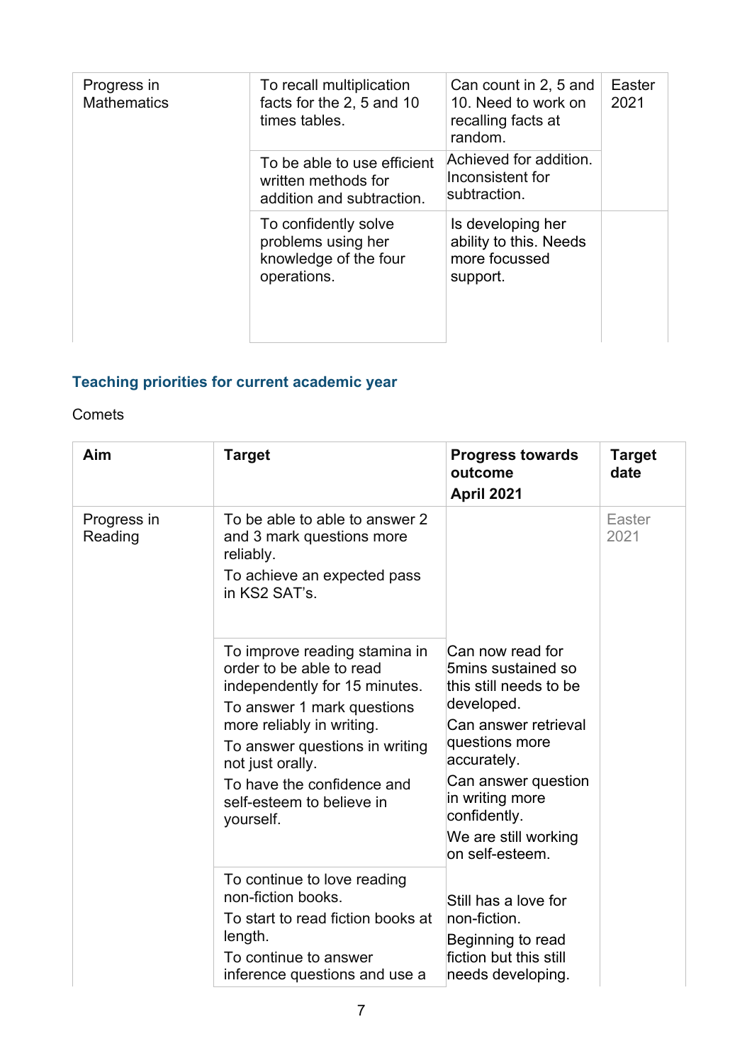| | | | |
|---|---|---|---|
| Progress in Mathematics | To recall multiplication facts for the 2, 5 and 10 times tables. | Can count in 2, 5 and 10. Need to work on recalling facts at random. | Easter 2021 |
| | To be able to use efficient written methods for addition and subtraction. | Achieved for addition. Inconsistent for subtraction. | |
| | To confidently solve problems using her knowledge of the four operations. | Is developing her ability to this. Needs more focussed support. | |

### Teaching priorities for current academic year

Comets

| Aim | Target | Progress towards outcome April 2021 | Target date |
|---|---|---|---|
| Progress in Reading | To be able to able to answer 2 and 3 mark questions more reliably.<br>To achieve an expected pass in KS2 SAT's. | | Easter 2021 |
| | To improve reading stamina in order to be able to read independently for 15 minutes.<br>To answer 1 mark questions more reliably in writing.<br>To answer questions in writing not just orally.<br>To have the confidence and self-esteem to believe in yourself. | Can now read for 5mins sustained so this still needs to be developed.<br>Can answer retrieval questions more accurately.<br>Can answer question in writing more confidently.<br>We are still working on self-esteem. | |
| | To continue to love reading non-fiction books.<br>To start to read fiction books at length.<br>To continue to answer inference questions and use a | Still has a love for non-fiction.<br>Beginning to read fiction but this still needs developing. | |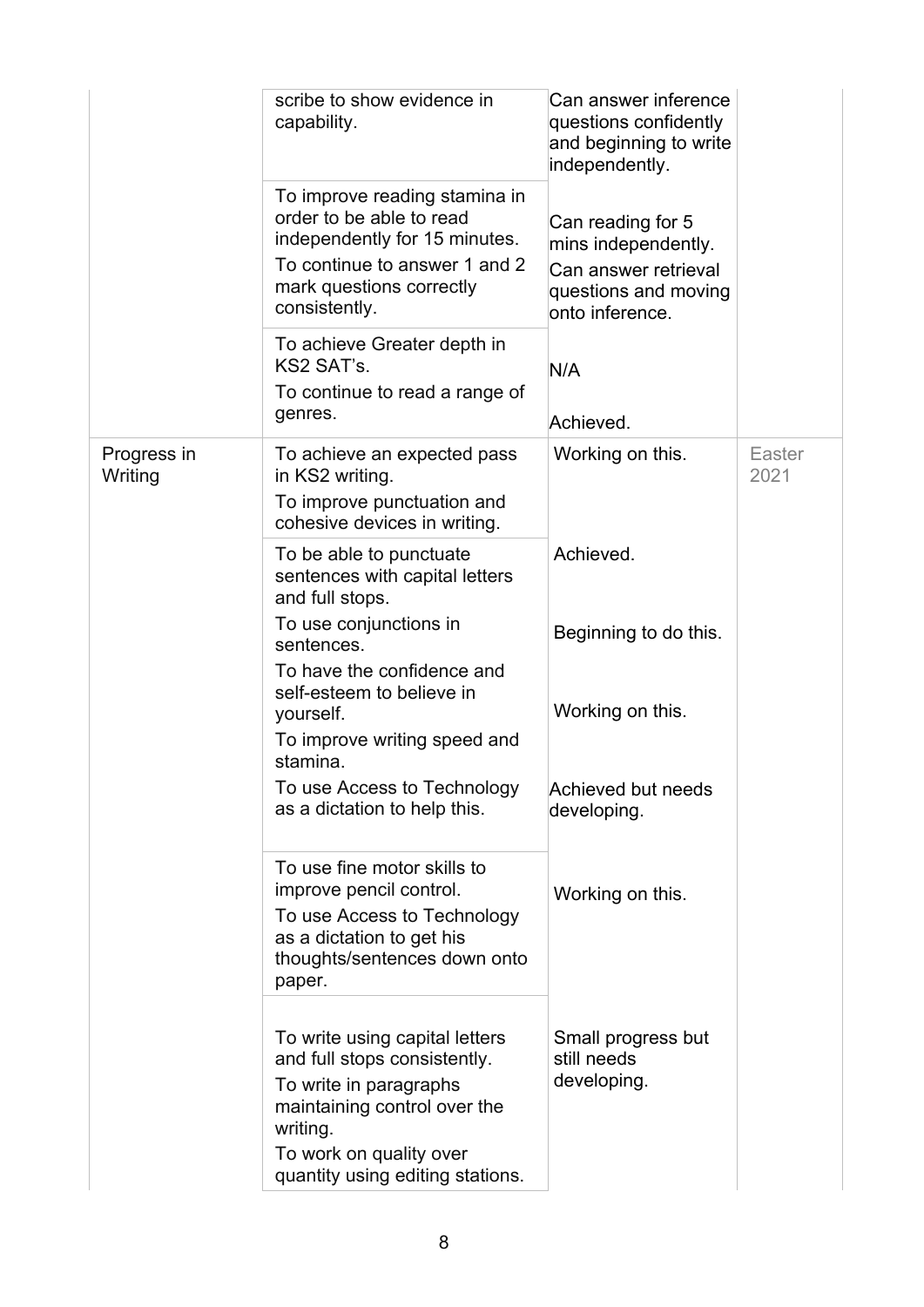|  |  |  |  |
|---|---|---|---|
|  | scribe to show evidence in capability. | Can answer inference questions confidently and beginning to write independently. |  |
|  | To improve reading stamina in order to be able to read independently for 15 minutes.<br>To continue to answer 1 and 2 mark questions correctly consistently. | Can reading for 5 mins independently.<br>Can answer retrieval questions and moving onto inference. |  |
|  | To achieve Greater depth in KS2 SAT's.<br>To continue to read a range of genres. | N/A<br><br>Achieved. |  |
| Progress in Writing | To achieve an expected pass in KS2 writing.<br>To improve punctuation and cohesive devices in writing. | Working on this. | Easter 2021 |
|  | To be able to punctuate sentences with capital letters and full stops.<br>To use conjunctions in sentences.<br>To have the confidence and self-esteem to believe in yourself.<br>To improve writing speed and stamina.<br>To use Access to Technology as a dictation to help this. | Achieved.<br><br>Beginning to do this.<br><br>Working on this.<br><br>Achieved but needs developing. |  |
|  | To use fine motor skills to improve pencil control.<br>To use Access to Technology as a dictation to get his thoughts/sentences down onto paper. | Working on this. |  |
|  | To write using capital letters and full stops consistently.<br>To write in paragraphs maintaining control over the writing.<br>To work on quality over quantity using editing stations. | Small progress but still needs developing. |  |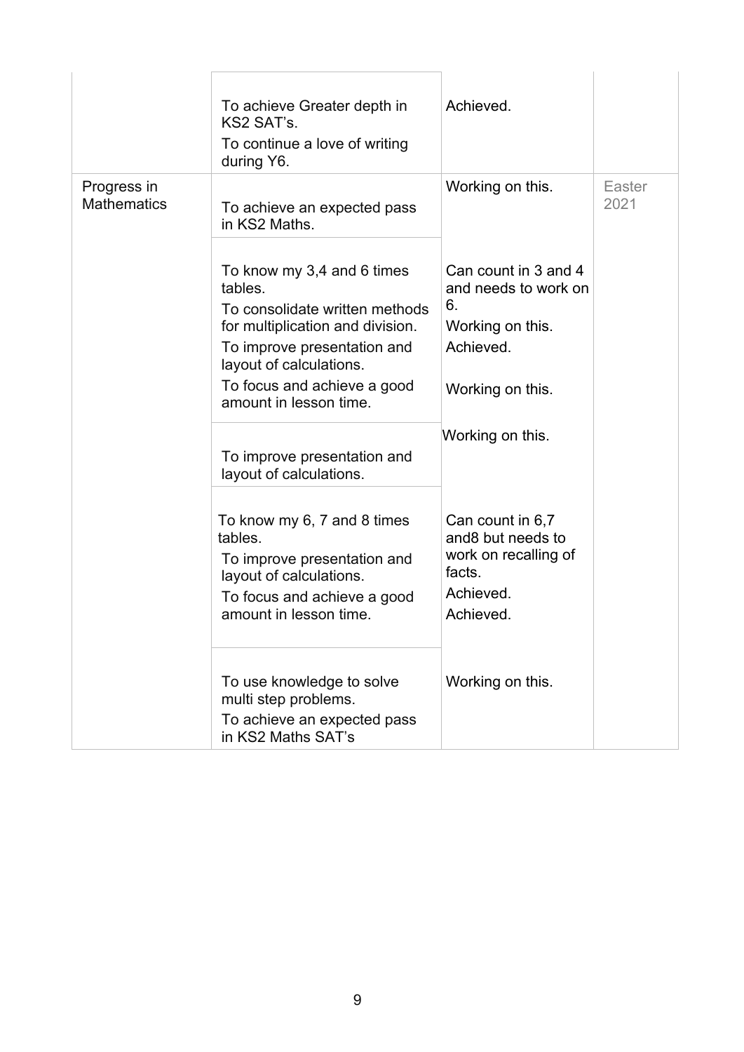| | | | |
|---|---|---|---|
| | To achieve Greater depth in KS2 SAT's.<br>To continue a love of writing during Y6. | Achieved. | |
| Progress in Mathematics | To achieve an expected pass in KS2 Maths. | Working on this. | Easter 2021 |
| | To know my 3,4 and 6 times tables.<br>To consolidate written methods for multiplication and division.<br>To improve presentation and layout of calculations.<br>To focus and achieve a good amount in lesson time. | Can count in 3 and 4 and needs to work on 6.<br>Working on this.<br>Achieved.<br>Working on this. | |
| | To improve presentation and layout of calculations. | Working on this. | |
| | To know my 6, 7 and 8 times tables.<br>To improve presentation and layout of calculations.<br>To focus and achieve a good amount in lesson time. | Can count in 6,7 and8 but needs to work on recalling of facts.<br>Achieved.<br>Achieved. | |
| | To use knowledge to solve multi step problems.<br>To achieve an expected pass in KS2 Maths SAT's | Working on this. | |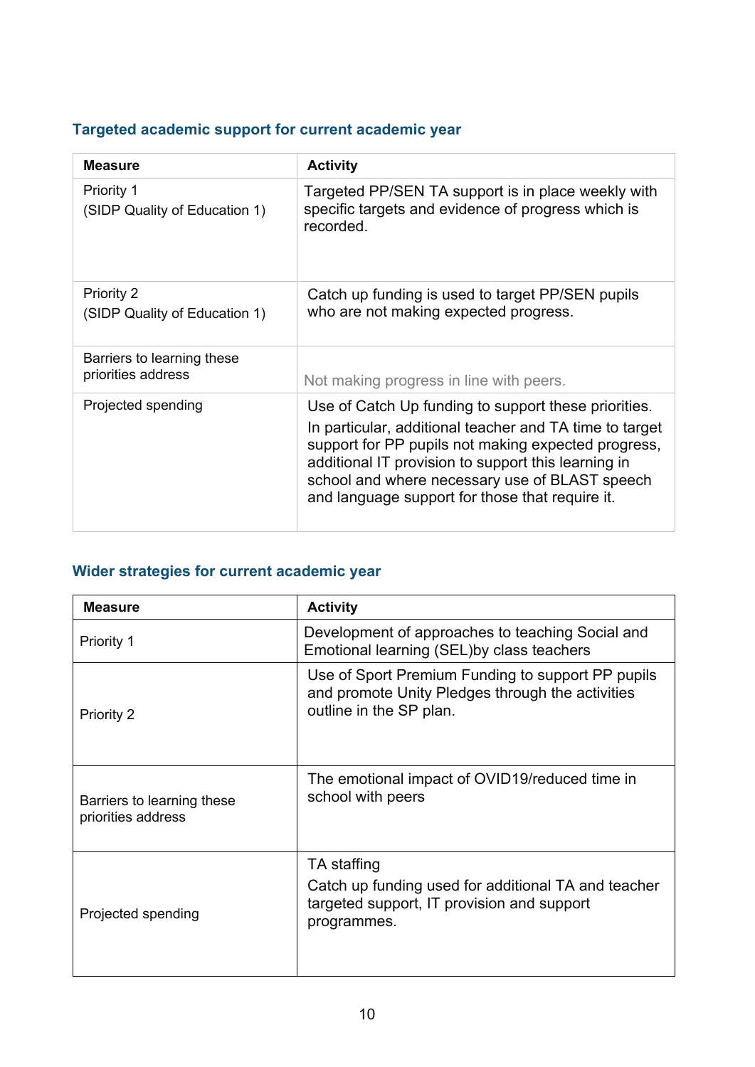### Targeted academic support for current academic year

| Measure | Activity |
| --- | --- |
| Priority 1<br>(SIDP Quality of Education 1) | Targeted PP/SEN TA support is in place weekly with specific targets and evidence of progress which is recorded. |
| Priority 2<br>(SIDP Quality of Education 1) | Catch up funding is used to target PP/SEN pupils who are not making expected progress. |
| Barriers to learning these priorities address | Not making progress in line with peers. |
| Projected spending | Use of Catch Up funding to support these priorities.<br>In particular, additional teacher and TA time to target support for PP pupils not making expected progress, additional IT provision to support this learning in school and where necessary use of BLAST speech and language support for those that require it. |

### Wider strategies for current academic year

| Measure | Activity |
| --- | --- |
| Priority 1 | Development of approaches to teaching Social and Emotional learning (SEL)by class teachers |
| Priority 2 | Use of Sport Premium Funding to support PP pupils and promote Unity Pledges through the activities outline in the SP plan. |
| Barriers to learning these priorities address | The emotional impact of OVID19/reduced time in school with peers |
| Projected spending | TA staffing<br>Catch up funding used for additional TA and teacher targeted support, IT provision and support programmes. |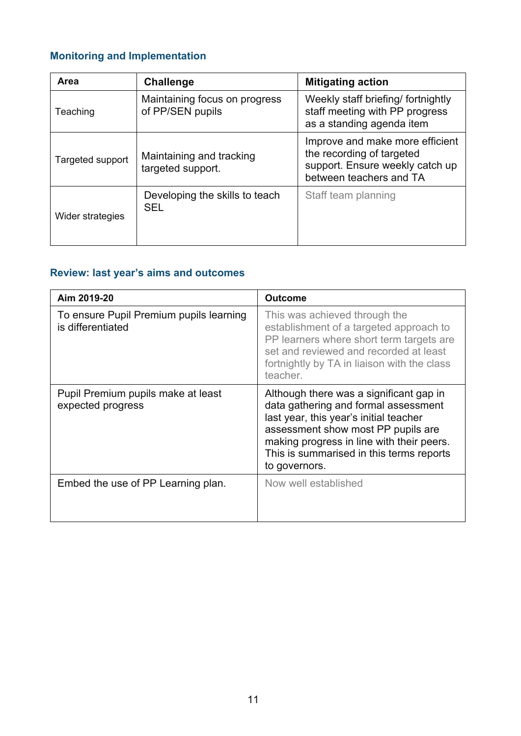## Monitoring and Implementation

| Area | Challenge | Mitigating action |
|---|---|---|
| Teaching | Maintaining focus on progress of PP/SEN pupils | Weekly staff briefing/ fortnightly staff meeting with PP progress as a standing agenda item |
| Targeted support | Maintaining and tracking targeted support. | Improve and make more efficient the recording of targeted support. Ensure weekly catch up between teachers and TA |
| Wider strategies | Developing the skills to teach SEL | Staff team planning |

## Review: last year's aims and outcomes

| Aim 2019-20 | Outcome |
|---|---|
| To ensure Pupil Premium pupils learning is differentiated | This was achieved through the establishment of a targeted approach to PP learners where short term targets are set and reviewed and recorded at least fortnightly by TA in liaison with the class teacher. |
| Pupil Premium pupils make at least expected progress | Although there was a significant gap in data gathering and formal assessment last year, this year's initial teacher assessment show most PP pupils are making progress in line with their peers. This is summarised in this terms reports to governors. |
| Embed the use of PP Learning plan. | Now well established |